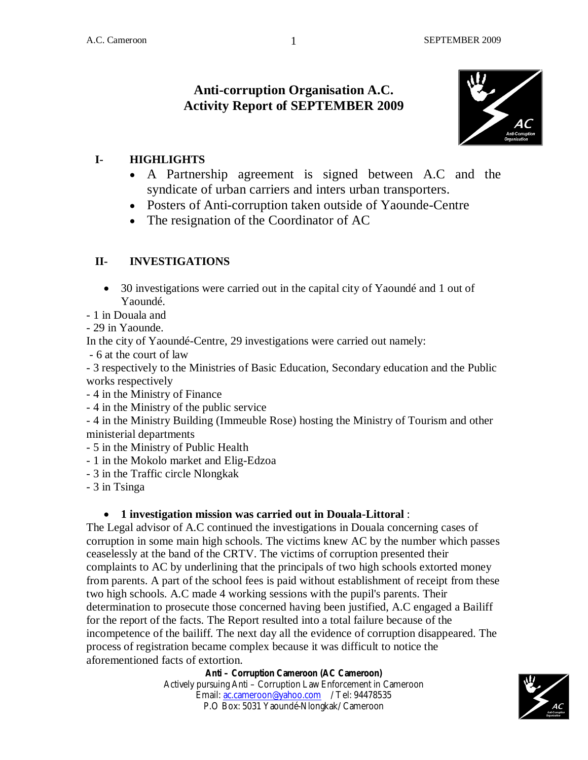# Anti-corruption Organisation A.C.
# Activity Report of SEPTEMBER 2009

## I- HIGHLIGHTS

- A Partnership agreement is signed between A.C and the syndicate of urban carriers and inters urban transporters.
- Posters of Anti-corruption taken outside of Yaounde-Centre
- The resignation of the Coordinator of AC

## II- INVESTIGATIONS

- 30 investigations were carried out in the capital city of Yaoundé and 1 out of Yaoundé.

- 1 in Douala and
- 29 in Yaounde.

In the city of Yaoundé-Centre, 29 investigations were carried out namely:

- 6 at the court of law
- 3 respectively to the Ministries of Basic Education, Secondary education and the Public works respectively
- 4 in the Ministry of Finance
- 4 in the Ministry of the public service
- 4 in the Ministry Building (Immeuble Rose) hosting the Ministry of Tourism and other ministerial departments
- 5 in the Ministry of Public Health
- 1 in the Mokolo market and Elig-Edzoa
- 3 in the Traffic circle Nlongkak
- 3 in Tsinga

- **1 investigation mission was carried out in Douala-Littoral** :

The Legal advisor of A.C continued the investigations in Douala concerning cases of corruption in some main high schools. The victims knew AC by the number which passes ceaselessly at the band of the CRTV. The victims of corruption presented their complaints to AC by underlining that the principals of two high schools extorted money from parents. A part of the school fees is paid without establishment of receipt from these two high schools. A.C made 4 working sessions with the pupil's parents. Their determination to prosecute those concerned having been justified, A.C engaged a Bailiff for the report of the facts. The Report resulted into a total failure because of the incompetence of the bailiff. The next day all the evidence of corruption disappeared. The process of registration became complex because it was difficult to notice the aforementioned facts of extortion.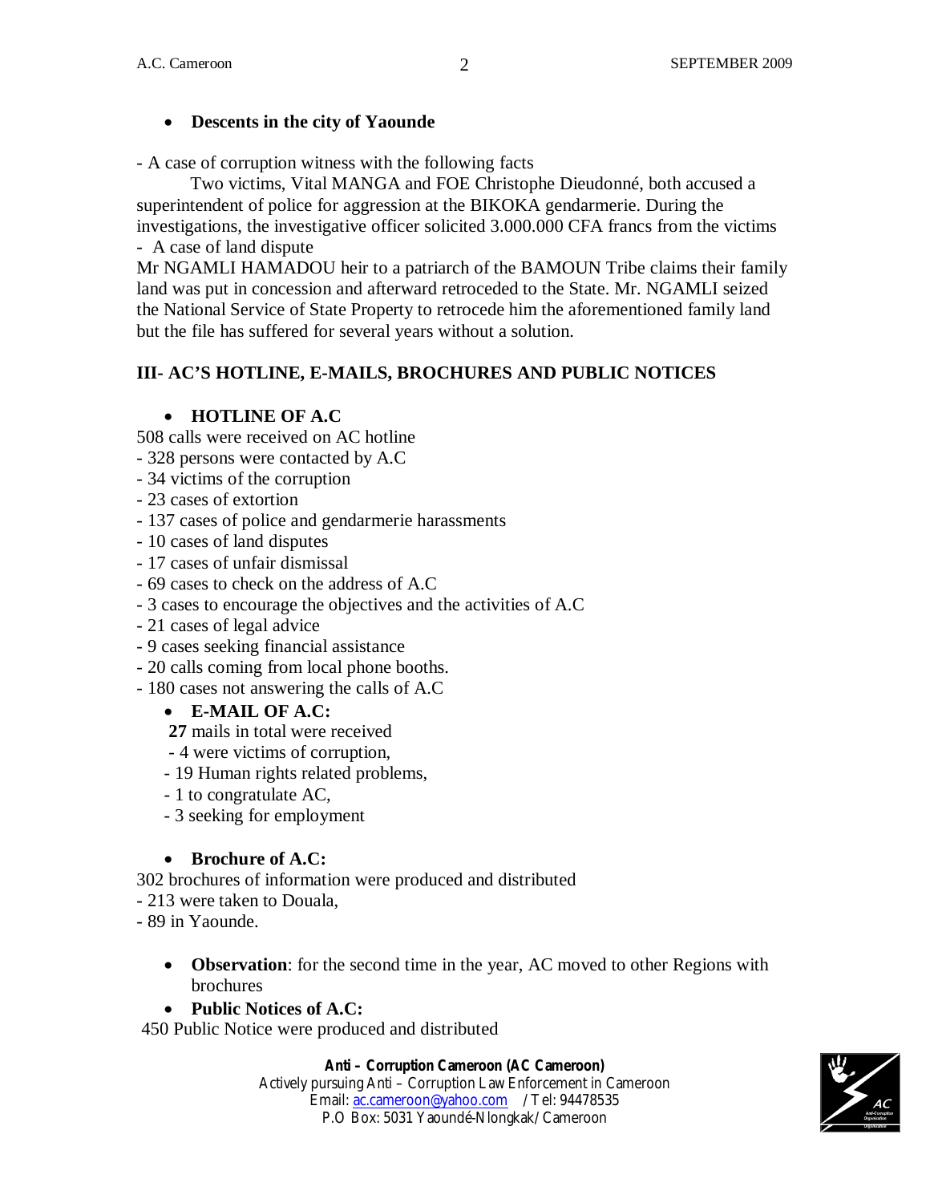- **Descents in the city of Yaounde**

- A case of corruption witness with the following facts

Two victims, Vital MANGA and FOE Christophe Dieudonné, both accused a superintendent of police for aggression at the BIKOKA gendarmerie. During the investigations, the investigative officer solicited 3.000.000 CFA francs from the victims

- A case of land dispute

Mr NGAMLI HAMADOU heir to a patriarch of the BAMOUN Tribe claims their family land was put in concession and afterward retroceded to the State. Mr. NGAMLI seized the National Service of State Property to retrocede him the aforementioned family land but the file has suffered for several years without a solution.

## III- AC'S HOTLINE, E-MAILS, BROCHURES AND PUBLIC NOTICES

- **HOTLINE OF A.C**

508 calls were received on AC hotline

- 328 persons were contacted by A.C
- 34 victims of the corruption
- 23 cases of extortion
- 137 cases of police and gendarmerie harassments
- 10 cases of land disputes
- 17 cases of unfair dismissal
- 69 cases to check on the address of A.C
- 3 cases to encourage the objectives and the activities of A.C
- 21 cases of legal advice
- 9 cases seeking financial assistance
- 20 calls coming from local phone booths.
- 180 cases not answering the calls of A.C

- **E-MAIL OF A.C:**

**27** mails in total were received

- 4 were victims of corruption,
- 19 Human rights related problems,
- 1 to congratulate AC,
- 3 seeking for employment

- **Brochure of A.C:**

302 brochures of information were produced and distributed

- 213 were taken to Douala,
- 89 in Yaounde.

- **Observation**: for the second time in the year, AC moved to other Regions with brochures
- **Public Notices of A.C:**

450 Public Notice were produced and distributed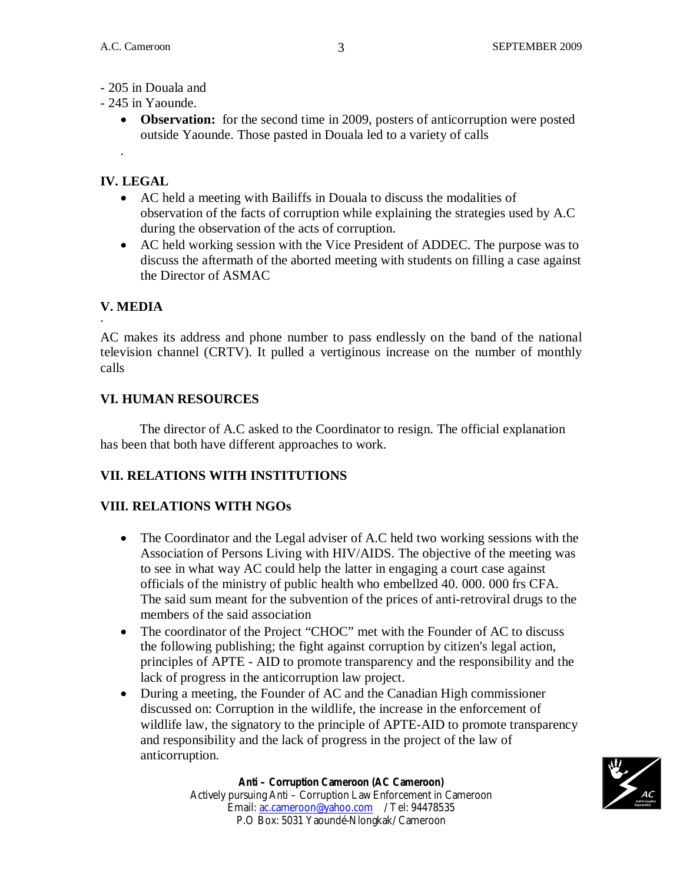- 205 in Douala and
- 245 in Yaounde.
    - **Observation:** for the second time in 2009, posters of anticorruption were posted outside Yaounde. Those pasted in Douala led to a variety of calls

.

## IV. LEGAL

- AC held a meeting with Bailiffs in Douala to discuss the modalities of observation of the facts of corruption while explaining the strategies used by A.C during the observation of the acts of corruption.
- AC held working session with the Vice President of ADDEC. The purpose was to discuss the aftermath of the aborted meeting with students on filling a case against the Director of ASMAC

## V. MEDIA

.

AC makes its address and phone number to pass endlessly on the band of the national television channel (CRTV). It pulled a vertiginous increase on the number of monthly calls

## VI. HUMAN RESOURCES

The director of A.C asked to the Coordinator to resign. The official explanation has been that both have different approaches to work.

## VII. RELATIONS WITH INSTITUTIONS

## VIII. RELATIONS WITH NGOs

- The Coordinator and the Legal adviser of A.C held two working sessions with the Association of Persons Living with HIV/AIDS. The objective of the meeting was to see in what way AC could help the latter in engaging a court case against officials of the ministry of public health who embellzed 40. 000. 000 frs CFA. The said sum meant for the subvention of the prices of anti-retroviral drugs to the members of the said association
- The coordinator of the Project "CHOC" met with the Founder of AC to discuss the following publishing; the fight against corruption by citizen's legal action, principles of APTE - AID to promote transparency and the responsibility and the lack of progress in the anticorruption law project.
- During a meeting, the Founder of AC and the Canadian High commissioner discussed on: Corruption in the wildlife, the increase in the enforcement of wildlife law, the signatory to the principle of APTE-AID to promote transparency and responsibility and the lack of progress in the project of the law of anticorruption.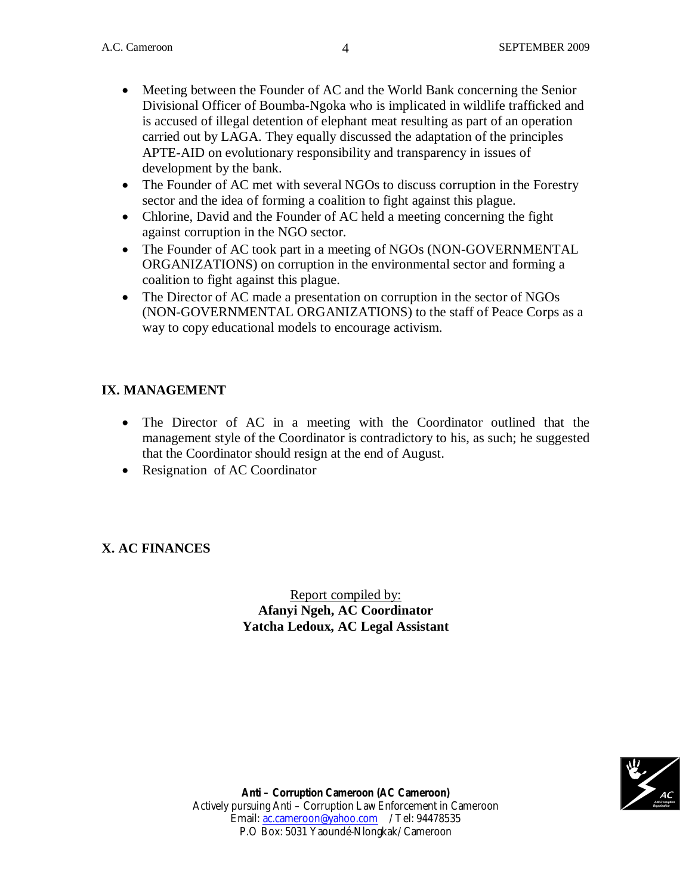- Meeting between the Founder of AC and the World Bank concerning the Senior Divisional Officer of Boumba-Ngoka who is implicated in wildlife trafficked and is accused of illegal detention of elephant meat resulting as part of an operation carried out by LAGA. They equally discussed the adaptation of the principles APTE-AID on evolutionary responsibility and transparency in issues of development by the bank.
- The Founder of AC met with several NGOs to discuss corruption in the Forestry sector and the idea of forming a coalition to fight against this plague.
- Chlorine, David and the Founder of AC held a meeting concerning the fight against corruption in the NGO sector.
- The Founder of AC took part in a meeting of NGOs (NON-GOVERNMENTAL ORGANIZATIONS) on corruption in the environmental sector and forming a coalition to fight against this plague.
- The Director of AC made a presentation on corruption in the sector of NGOs (NON-GOVERNMENTAL ORGANIZATIONS) to the staff of Peace Corps as a way to copy educational models to encourage activism.

## IX. MANAGEMENT

- The Director of AC in a meeting with the Coordinator outlined that the management style of the Coordinator is contradictory to his, as such; he suggested that the Coordinator should resign at the end of August.
- Resignation of AC Coordinator

## X. AC FINANCES

Report compiled by:
**Afanyi Ngeh, AC Coordinator**
**Yatcha Ledoux, AC Legal Assistant**

**Anti – Corruption Cameroon (AC Cameroon)**
Actively pursuing Anti – Corruption Law Enforcement in Cameroon
Email: ac.cameroon@yahoo.com / Tel: 94478535
P.O Box: 5031 Yaoundé-Nlongkak/ Cameroon